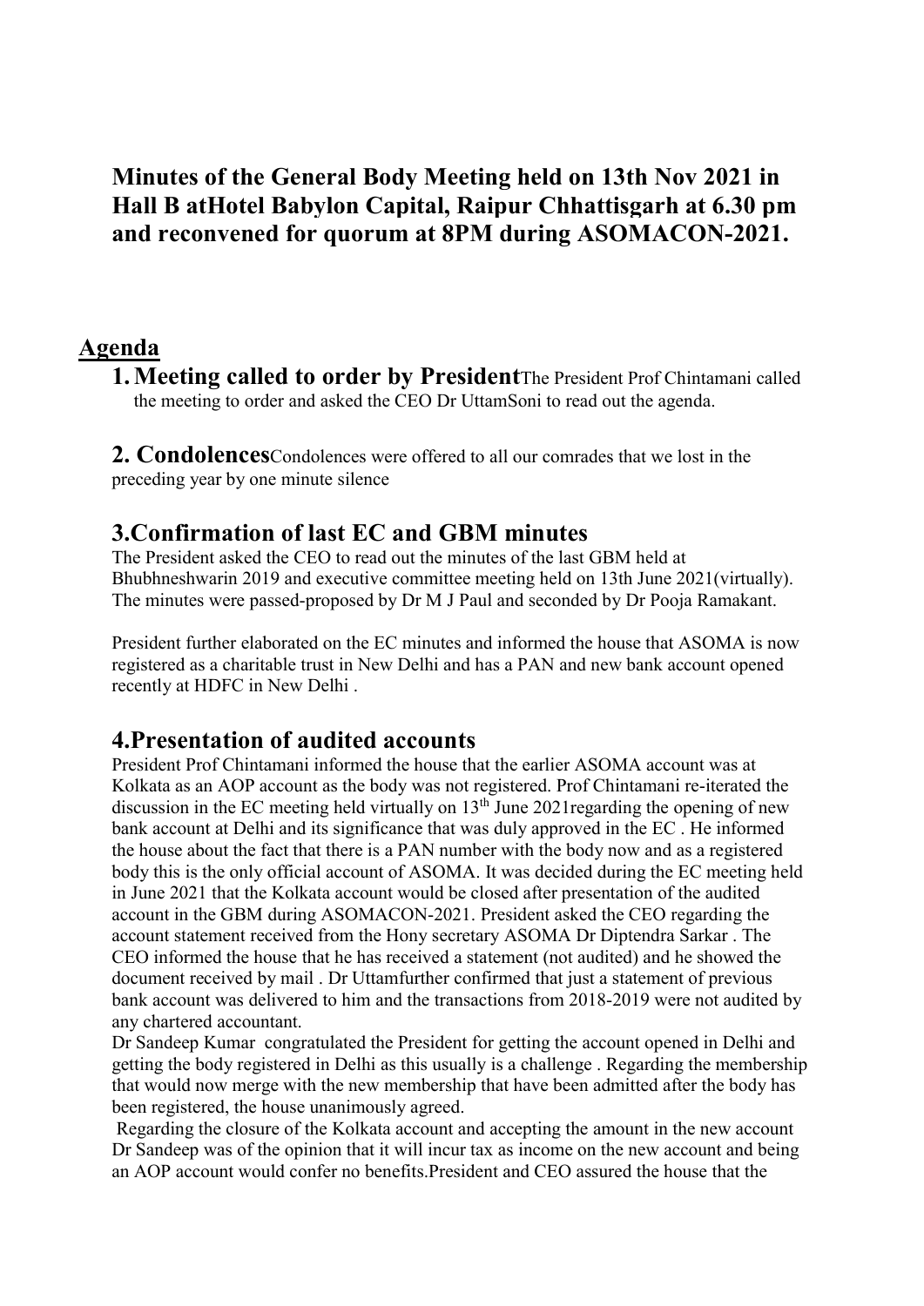# Minutes of the General Body Meeting held on 13th Nov 2021 in Hall B atHotel Babylon Capital, Raipur Chhattisgarh at 6.30 pm and reconvened for quorum at 8PM during ASOMACON-2021.

## Agenda

**1. Meeting called to order by President**The President Prof Chintamani called the meeting to order and asked the CEO Dr UttamSoni to read out the agenda.

**2. Condolences**Condolences were offered to all our comrades that we lost in the preceding year by one minute silence

## 3.Confirmation of last EC and GBM minutes

The President asked the CEO to read out the minutes of the last GBM held at Bhubhneshwarin 2019 and executive committee meeting held on 13th June 2021(virtually). The minutes were passed-proposed by Dr M J Paul and seconded by Dr Pooja Ramakant.

President further elaborated on the EC minutes and informed the house that ASOMA is now registered as a charitable trust in New Delhi and has a PAN and new bank account opened recently at HDFC in New Delhi .

## 4.Presentation of audited accounts

President Prof Chintamani informed the house that the earlier ASOMA account was at Kolkata as an AOP account as the body was not registered. Prof Chintamani re-iterated the discussion in the EC meeting held virtually on 13th June 2021regarding the opening of new bank account at Delhi and its significance that was duly approved in the EC . He informed the house about the fact that there is a PAN number with the body now and as a registered body this is the only official account of ASOMA. It was decided during the EC meeting held in June 2021 that the Kolkata account would be closed after presentation of the audited account in the GBM during ASOMACON-2021. President asked the CEO regarding the account statement received from the Hony secretary ASOMA Dr Diptendra Sarkar . The CEO informed the house that he has received a statement (not audited) and he showed the document received by mail . Dr Uttamfurther confirmed that just a statement of previous bank account was delivered to him and the transactions from 2018-2019 were not audited by any chartered accountant.

Dr Sandeep Kumar congratulated the President for getting the account opened in Delhi and getting the body registered in Delhi as this usually is a challenge . Regarding the membership that would now merge with the new membership that have been admitted after the body has been registered, the house unanimously agreed.

Regarding the closure of the Kolkata account and accepting the amount in the new account Dr Sandeep was of the opinion that it will incur tax as income on the new account and being an AOP account would confer no benefits.President and CEO assured the house that the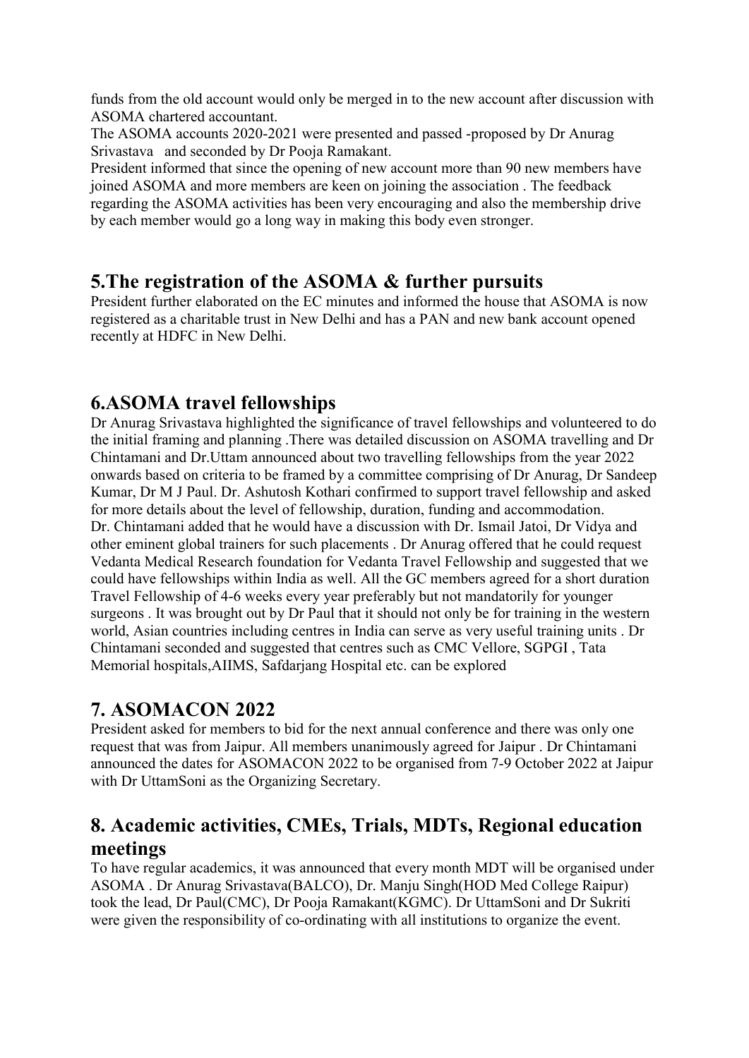funds from the old account would only be merged in to the new account after discussion with ASOMA chartered accountant.

The ASOMA accounts 2020-2021 were presented and passed -proposed by Dr Anurag Srivastava and seconded by Dr Pooja Ramakant.

President informed that since the opening of new account more than 90 new members have joined ASOMA and more members are keen on joining the association . The feedback regarding the ASOMA activities has been very encouraging and also the membership drive by each member would go a long way in making this body even stronger.

## 5.The registration of the ASOMA & further pursuits

President further elaborated on the EC minutes and informed the house that ASOMA is now registered as a charitable trust in New Delhi and has a PAN and new bank account opened recently at HDFC in New Delhi.

## 6.ASOMA travel fellowships

Dr Anurag Srivastava highlighted the significance of travel fellowships and volunteered to do the initial framing and planning .There was detailed discussion on ASOMA travelling and Dr Chintamani and Dr.Uttam announced about two travelling fellowships from the year 2022 onwards based on criteria to be framed by a committee comprising of Dr Anurag, Dr Sandeep Kumar, Dr M J Paul. Dr. Ashutosh Kothari confirmed to support travel fellowship and asked for more details about the level of fellowship, duration, funding and accommodation.

Dr. Chintamani added that he would have a discussion with Dr. Ismail Jatoi, Dr Vidya and other eminent global trainers for such placements . Dr Anurag offered that he could request Vedanta Medical Research foundation for Vedanta Travel Fellowship and suggested that we could have fellowships within India as well. All the GC members agreed for a short duration Travel Fellowship of 4-6 weeks every year preferably but not mandatorily for younger surgeons . It was brought out by Dr Paul that it should not only be for training in the western world, Asian countries including centres in India can serve as very useful training units . Dr Chintamani seconded and suggested that centres such as CMC Vellore, SGPGI , Tata Memorial hospitals,AIIMS, Safdarjang Hospital etc. can be explored

## 7. ASOMACON 2022

President asked for members to bid for the next annual conference and there was only one request that was from Jaipur. All members unanimously agreed for Jaipur . Dr Chintamani announced the dates for ASOMACON 2022 to be organised from 7-9 October 2022 at Jaipur with Dr UttamSoni as the Organizing Secretary.

## 8. Academic activities, CMEs, Trials, MDTs, Regional education meetings

To have regular academics, it was announced that every month MDT will be organised under ASOMA . Dr Anurag Srivastava(BALCO), Dr. Manju Singh(HOD Med College Raipur) took the lead, Dr Paul(CMC), Dr Pooja Ramakant(KGMC). Dr UttamSoni and Dr Sukriti were given the responsibility of co-ordinating with all institutions to organize the event.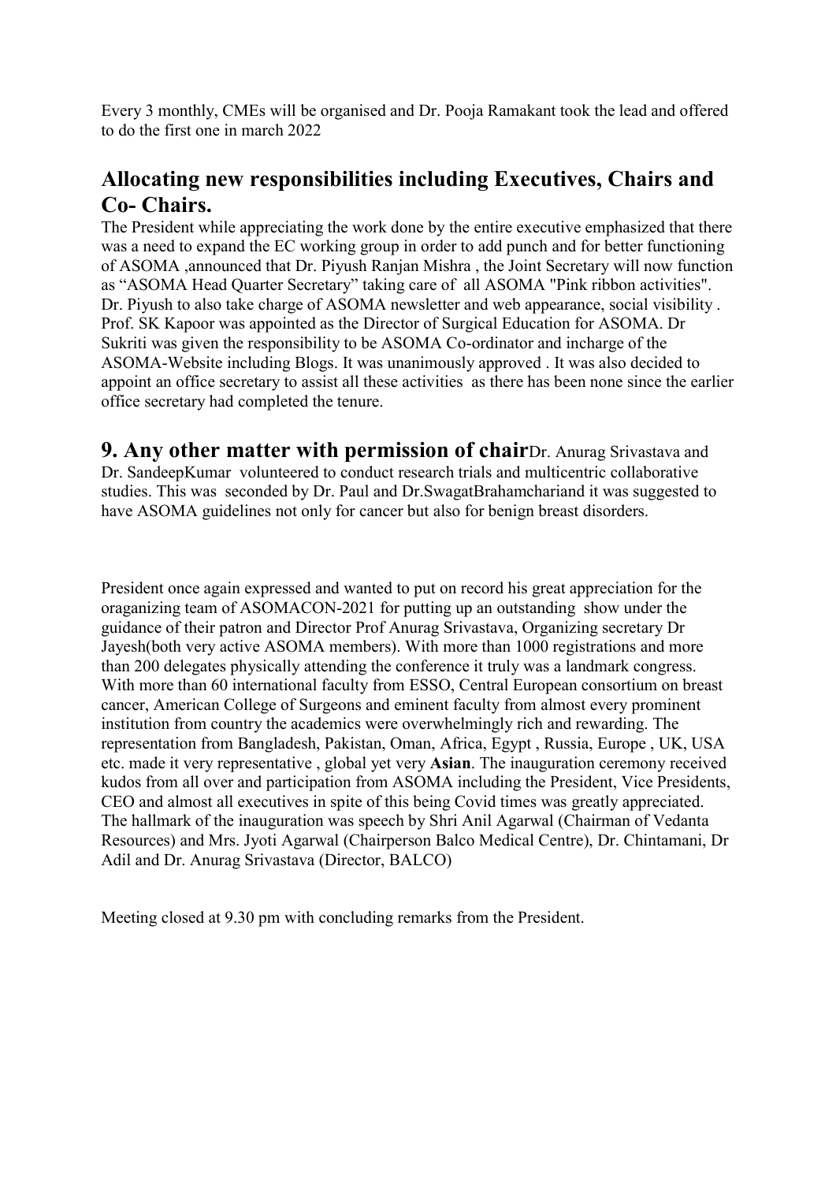Every 3 monthly, CMEs will be organised and Dr. Pooja Ramakant took the lead and offered to do the first one in march 2022

## Allocating new responsibilities including Executives, Chairs and Co- Chairs.

The President while appreciating the work done by the entire executive emphasized that there was a need to expand the EC working group in order to add punch and for better functioning of ASOMA ,announced that Dr. Piyush Ranjan Mishra , the Joint Secretary will now function as "ASOMA Head Quarter Secretary" taking care of all ASOMA "Pink ribbon activities". Dr. Piyush to also take charge of ASOMA newsletter and web appearance, social visibility . Prof. SK Kapoor was appointed as the Director of Surgical Education for ASOMA. Dr Sukriti was given the responsibility to be ASOMA Co-ordinator and incharge of the ASOMA-Website including Blogs. It was unanimously approved . It was also decided to appoint an office secretary to assist all these activities as there has been none since the earlier office secretary had completed the tenure.

## 9. Any other matter with permission of chair

Dr. Anurag Srivastava and Dr. SandeepKumar volunteered to conduct research trials and multicentric collaborative studies. This was seconded by Dr. Paul and Dr.SwagatBrahamchariand it was suggested to have ASOMA guidelines not only for cancer but also for benign breast disorders.

President once again expressed and wanted to put on record his great appreciation for the oraganizing team of ASOMACON-2021 for putting up an outstanding show under the guidance of their patron and Director Prof Anurag Srivastava, Organizing secretary Dr Jayesh(both very active ASOMA members). With more than 1000 registrations and more than 200 delegates physically attending the conference it truly was a landmark congress. With more than 60 international faculty from ESSO, Central European consortium on breast cancer, American College of Surgeons and eminent faculty from almost every prominent institution from country the academics were overwhelmingly rich and rewarding. The representation from Bangladesh, Pakistan, Oman, Africa, Egypt , Russia, Europe , UK, USA etc. made it very representative , global yet very **Asian**. The inauguration ceremony received kudos from all over and participation from ASOMA including the President, Vice Presidents, CEO and almost all executives in spite of this being Covid times was greatly appreciated. The hallmark of the inauguration was speech by Shri Anil Agarwal (Chairman of Vedanta Resources) and Mrs. Jyoti Agarwal (Chairperson Balco Medical Centre), Dr. Chintamani, Dr Adil and Dr. Anurag Srivastava (Director, BALCO)

Meeting closed at 9.30 pm with concluding remarks from the President.